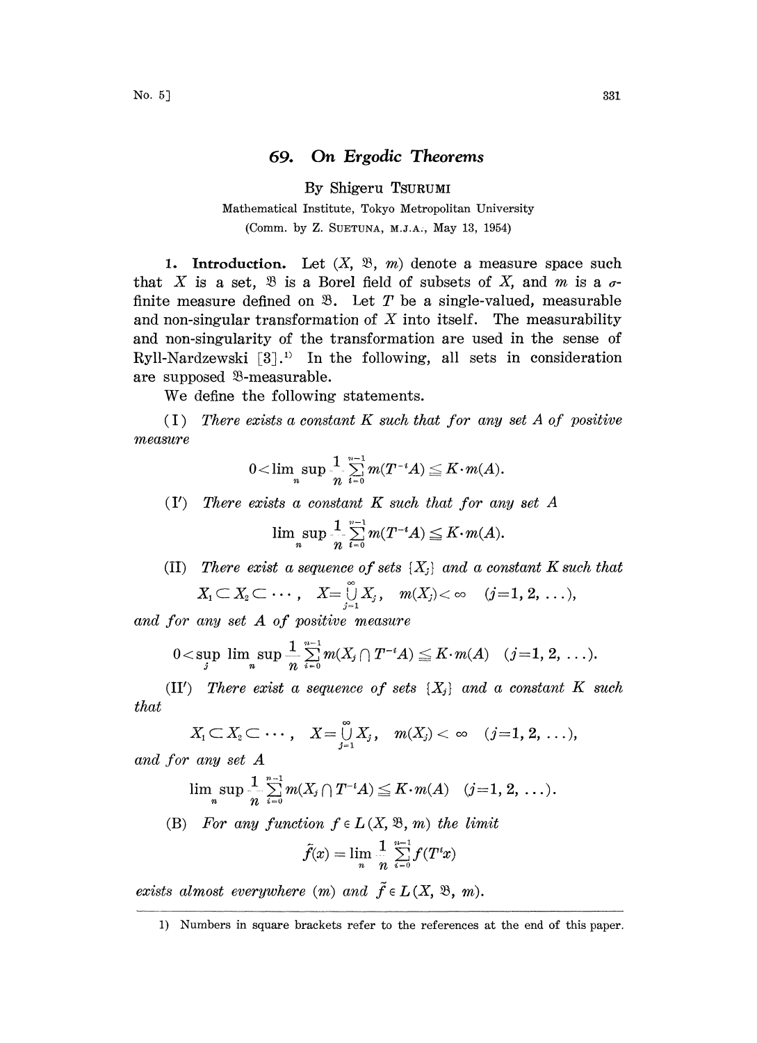# 69. On Ergodic Theorems

By Shigeru TSURUMI

Mathematical Institute, Tokyo Metropolitan University

(Comm. by Z. SUETUNA, M.J.A., May 13, 1954)

**1. Introduction.** Let $(X, \mathfrak{B}, m)$ denote a measure space such that $X$ is a set, $\mathfrak{B}$ is a Borel field of subsets of $X$, and $m$ is a $\sigma$-finite measure defined on $\mathfrak{B}$. Let $T$ be a single-valued, measurable and non-singular transformation of $X$ into itself. The measurability and non-singularity of the transformation are used in the sense of Ryll-Nardzewski [3].[1] In the following, all sets in consideration are supposed $\mathfrak{B}$-measurable.

We define the following statements.

(I) *There exists a constant $K$ such that for any set $A$ of positive measure*

$$0 < \limsup_n \frac{1}{n} \sum_{i=0}^{n-1} m(T^{-i}A) \leqq K \cdot m(A).$$

(I′) *There exists a constant $K$ such that for any set $A$*

$$\limsup_n \frac{1}{n} \sum_{i=0}^{n-1} m(T^{-i}A) \leqq K \cdot m(A).$$

(II) *There exist a sequence of sets $\{X_j\}$ and a constant $K$ such that*

$$X_1 \subset X_2 \subset \cdots, \quad X = \bigcup_{j=1}^{\infty} X_j, \quad m(X_j) < \infty \quad (j=1, 2, \ldots),$$

*and for any set $A$ of positive measure*

$$0 < \sup_j \limsup_n \frac{1}{n} \sum_{i=0}^{n-1} m(X_j \cap T^{-i}A) \leqq K \cdot m(A) \quad (j=1, 2, \ldots).$$

(II′) *There exist a sequence of sets $\{X_j\}$ and a constant $K$ such that*

$$X_1 \subset X_2 \subset \cdots, \quad X = \bigcup_{j=1}^{\infty} X_j, \quad m(X_j) < \infty \quad (j=1, 2, \ldots),$$

*and for any set $A$*

$$\limsup_n \frac{1}{n} \sum_{i=0}^{n-1} m(X_j \cap T^{-i}A) \leqq K \cdot m(A) \quad (j=1, 2, \ldots).$$

(B) *For any function $f \in L(X, \mathfrak{B}, m)$ the limit*

$$\tilde{f}(x) = \lim_n \frac{1}{n} \sum_{i=0}^{n-1} f(T^i x)$$

*exists almost everywhere $(m)$ and $\tilde{f} \in L(X, \mathfrak{B}, m)$.*

---

1) Numbers in square brackets refer to the references at the end of this paper.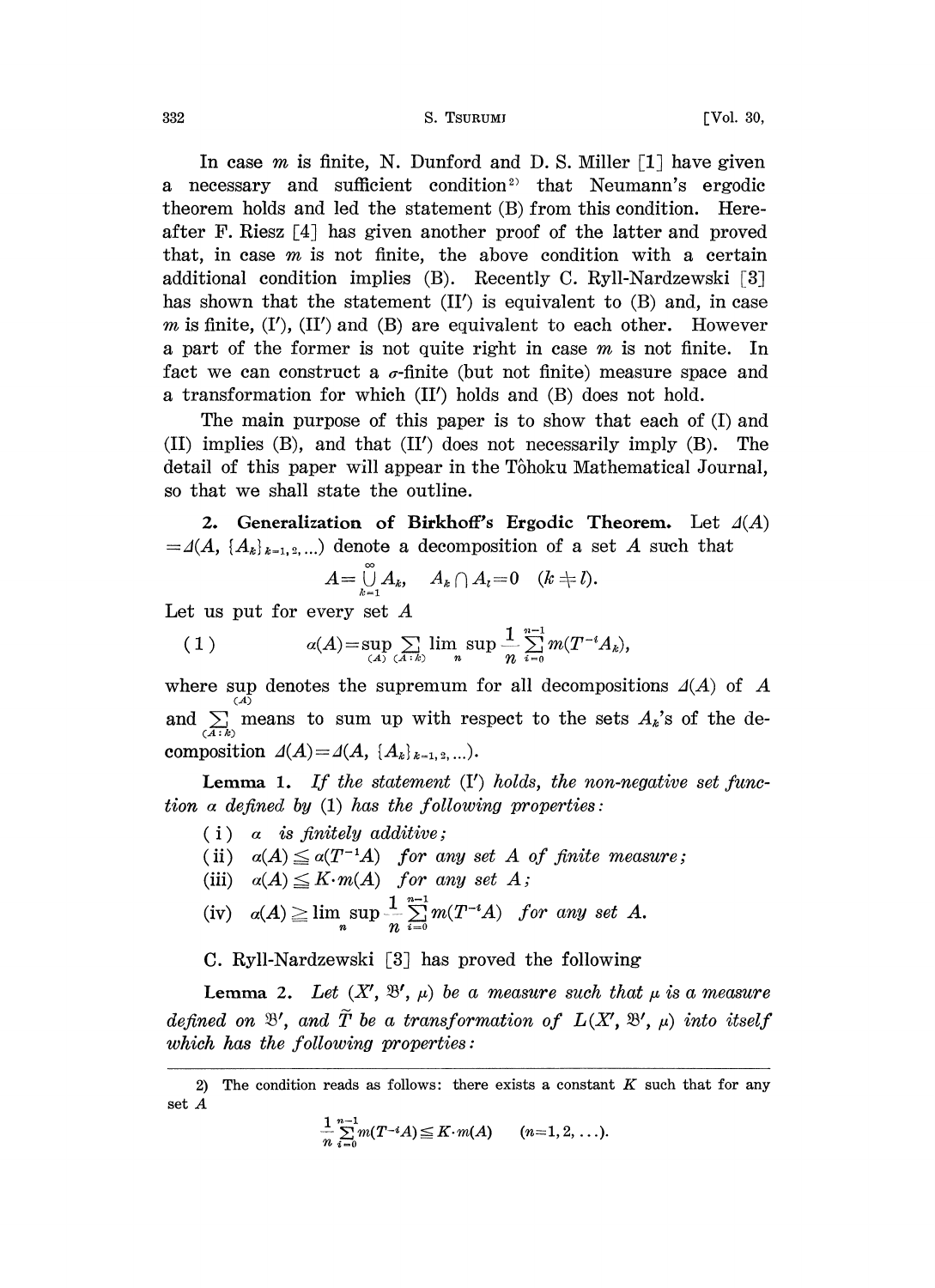In case $m$ is finite, N. Dunford and D. S. Miller [1] have given a necessary and sufficient condition[2] that Neumann's ergodic theorem holds and led the statement (B) from this condition. Hereafter F. Riesz [4] has given another proof of the latter and proved that, in case $m$ is not finite, the above condition with a certain additional condition implies (B). Recently C. Ryll-Nardzewski [3] has shown that the statement (II′) is equivalent to (B) and, in case $m$ is finite, (I′), (II′) and (B) are equivalent to each other. However a part of the former is not quite right in case $m$ is not finite. In fact we can construct a $\sigma$-finite (but not finite) measure space and a transformation for which (II′) holds and (B) does not hold.

The main purpose of this paper is to show that each of (I) and (II) implies (B), and that (II′) does not necessarily imply (B). The detail of this paper will appear in the Tôhoku Mathematical Journal, so that we shall state the outline.

**2. Generalization of Birkhoff's Ergodic Theorem.** Let $\Delta(A) = \Delta(A, \{A_k\}_{k=1,2,\dots})$ denote a decomposition of a set $A$ such that

$$A = \bigcup_{k=1}^{\infty} A_k, \quad A_k \cap A_l = 0 \quad (k \neq l).$$

Let us put for every set $A$

$$(1) \qquad \alpha(A) = \sup_{(A)} \sum_{(A:k)} \limsup_{n} \frac{1}{n} \sum_{i=0}^{n-1} m(T^{-i} A_k),$$

where $\sup\limits_{(A)}$ denotes the supremum for all decompositions $\Delta(A)$ of $A$ and $\sum\limits_{(A:k)}$ means to sum up with respect to the sets $A_k$'s of the decomposition $\Delta(A) = \Delta(A, \{A_k\}_{k=1,2,\dots})$.

**Lemma 1.** *If the statement (I′) holds, the non-negative set function $\alpha$ defined by (1) has the following properties:*

(i) *$\alpha$ is finitely additive;*

(ii) *$\alpha(A) \leqq \alpha(T^{-1}A)$ for any set $A$ of finite measure;*

(iii) *$\alpha(A) \leqq K \cdot m(A)$ for any set $A$;*

(iv) *$\alpha(A) \geqq \limsup\limits_{n} \frac{1}{n} \sum\limits_{i=0}^{n-1} m(T^{-i}A)$ for any set $A$.*

C. Ryll-Nardzewski [3] has proved the following

**Lemma 2.** *Let $(X', \mathfrak{B}', \mu)$ be a measure such that $\mu$ is a measure defined on $\mathfrak{B}'$, and $\tilde{T}$ be a transformation of $L(X', \mathfrak{B}', \mu)$ into itself which has the following properties:*

---

2) The condition reads as follows: there exists a constant $K$ such that for any set $A$

$$\frac{1}{n} \sum_{i=0}^{n-1} m(T^{-i}A) \leqq K \cdot m(A) \qquad (n = 1, 2, \dots).$$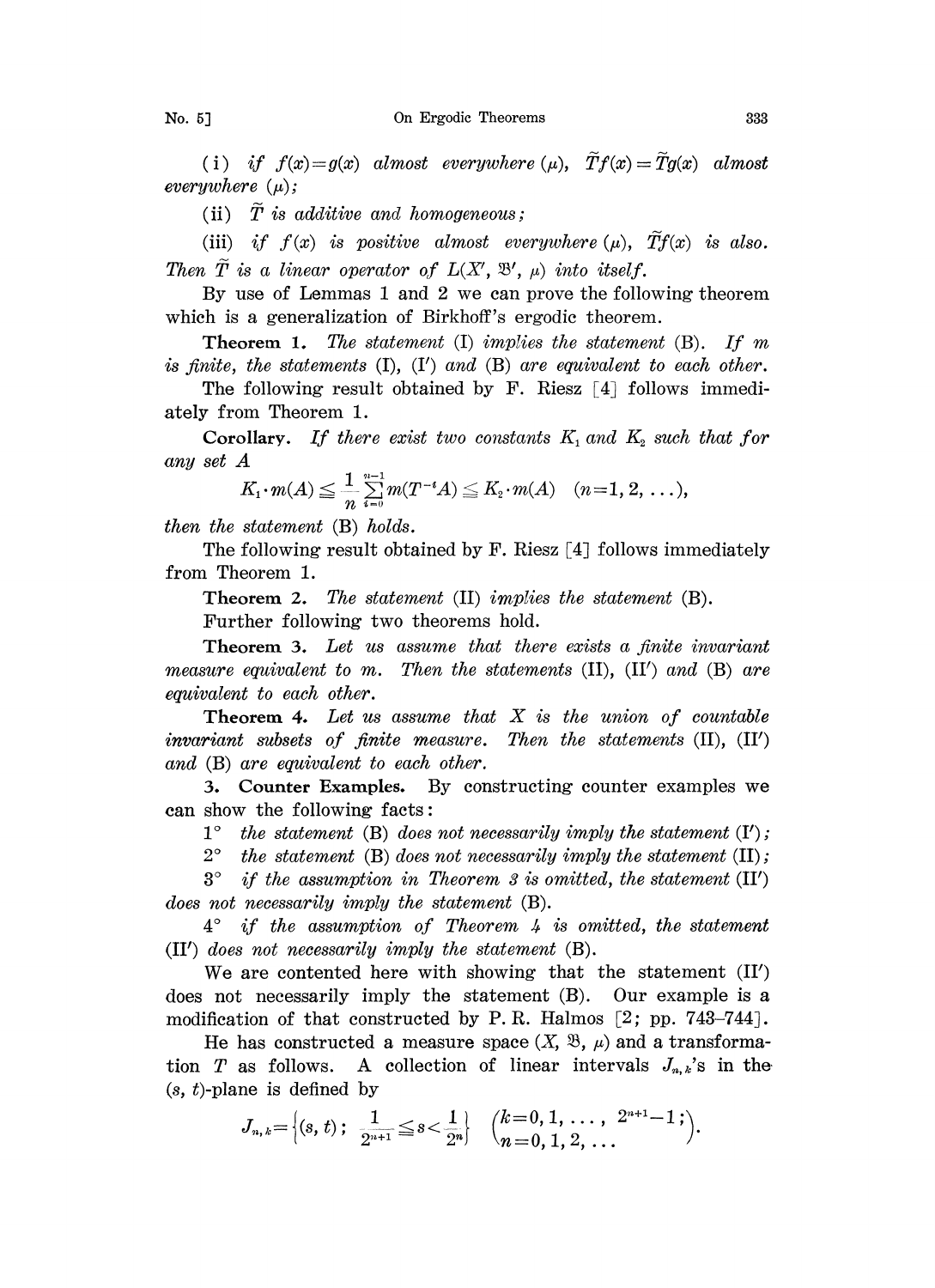(i) *if* $f(x)=g(x)$ *almost everywhere* $(\mu)$, $\tilde{T}f(x)=\tilde{T}g(x)$ *almost everywhere* $(\mu)$;

(ii) $\tilde{T}$ *is additive and homogeneous;*

(iii) *if* $f(x)$ *is positive almost everywhere* $(\mu)$, $\tilde{T}f(x)$ *is also. Then* $\tilde{T}$ *is a linear operator of* $L(X', \mathfrak{B}', \mu)$ *into itself.*

By use of Lemmas 1 and 2 we can prove the following theorem which is a generalization of Birkhoff's ergodic theorem.

**Theorem 1.** *The statement* (I) *implies the statement* (B). *If* $m$ *is finite, the statements* (I), (I′) *and* (B) *are equivalent to each other.*

The following result obtained by F. Riesz [4] follows immediately from Theorem 1.

**Corollary.** *If there exist two constants* $K_1$ *and* $K_2$ *such that for any set* $A$

$$K_1 \cdot m(A) \leqq \frac{1}{n}\sum_{i=0}^{n-1} m(T^{-i}A) \leqq K_2 \cdot m(A) \quad (n=1, 2, \ldots),$$

*then the statement* (B) *holds.*

The following result obtained by F. Riesz [4] follows immediately from Theorem 1.

**Theorem 2.** *The statement* (II) *implies the statement* (B).

Further following two theorems hold.

**Theorem 3.** *Let us assume that there exists a finite invariant measure equivalent to* $m$. *Then the statements* (II), (II′) *and* (B) *are equivalent to each other.*

**Theorem 4.** *Let us assume that* $X$ *is the union of countable invariant subsets of finite measure. Then the statements* (II), (II′) *and* (B) *are equivalent to each other.*

**3. Counter Examples.** By constructing counter examples we can show the following facts:

1° *the statement* (B) *does not necessarily imply the statement* (I′);

2° *the statement* (B) *does not necessarily imply the statement* (II);

3° *if the assumption in Theorem 3 is omitted, the statement* (II′) *does not necessarily imply the statement* (B).

4° *if the assumption of Theorem 4 is omitted, the statement* (II′) *does not necessarily imply the statement* (B).

We are contented here with showing that the statement (II′) does not necessarily imply the statement (B). Our example is a modification of that constructed by P. R. Halmos [2; pp. 743–744].

He has constructed a measure space $(X, \mathfrak{B}, \mu)$ and a transformation $T$ as follows. A collection of linear intervals $J_{n,k}$'s in the $(s, t)$-plane is defined by

$$J_{n,k}=\left\{(s, t);\ \frac{1}{2^{n+1}} \leqq s < \frac{1}{2^n}\right\} \quad \begin{pmatrix} k=0, 1, \ldots, \ 2^{n+1}-1; \\ n=0, 1, 2, \ldots \end{pmatrix}.$$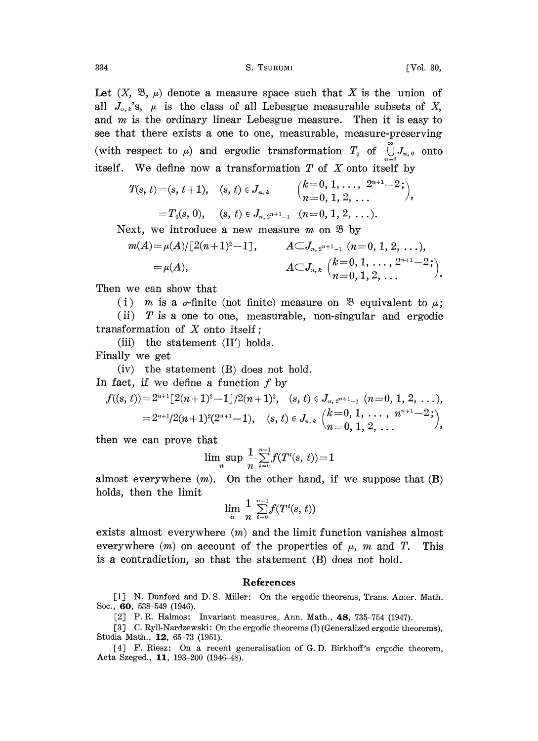Let $(X, \mathfrak{B}, \mu)$ denote a measure space such that $X$ is the union of all $J_{n,k}$'s, $\mu$ is the class of all Lebesgue measurable subsets of $X$, and $m$ is the ordinary linear Lebesgue measure. Then it is easy to see that there exists a one to one, measurable, measure-preserving (with respect to $\mu$) and ergodic transformation $T_0$ of $\bigcup_{n=0}^{\infty} J_{n,0}$ onto itself. We define now a transformation $T$ of $X$ onto itself by

$$
\begin{aligned}
T(s, t) &= (s, t+1), \quad (s, t) \in J_{n,k} \quad \begin{pmatrix} k=0, 1, \ldots, 2^{n+1}-2; \\ n=0, 1, 2, \ldots \end{pmatrix}, \\
&= T_0(s, 0), \quad (s, t) \in J_{n, 2^{n+1}-1} \quad (n=0, 1, 2, \ldots).
\end{aligned}
$$

Next, we introduce a new measure $m$ on $\mathfrak{B}$ by

$$
\begin{aligned}
m(A) &= \mu(A)/[2(n+1)^2-1], \qquad A \subset J_{n, 2^{n+1}-1} \ (n=0, 1, 2, \ldots), \\
&= \mu(A), \qquad A \subset J_{n,k} \begin{pmatrix} k=0, 1, \ldots, 2^{n+1}-2; \\ n=0, 1, 2, \ldots \end{pmatrix}.
\end{aligned}
$$

Then we can show that

(i) $m$ is a $\sigma$-finite (not finite) measure on $\mathfrak{B}$ equivalent to $\mu$;

(ii) $T$ is a one to one, measurable, non-singular and ergodic transformation of $X$ onto itself;

(iii) the statement (II$'$) holds.

Finally we get

(iv) the statement (B) does not hold.

In fact, if we define a function $f$ by

$$
\begin{aligned}
f((s, t)) &= 2^{n+1}[2(n+1)^2-1]/2(n+1)^2, \quad (s, t) \in J_{n, 2^{n+1}-1} \ (n=0, 1, 2, \ldots), \\
&= 2^{n+1}/2(n+1)^2(2^{n+1}-1), \quad (s, t) \in J_{n,k} \begin{pmatrix} k=0, 1, \ldots, n^{n+1}-2; \\ n=0, 1, 2, \ldots \end{pmatrix},
\end{aligned}
$$

then we can prove that

$$
\limsup_{n} \frac{1}{n} \sum_{i=0}^{n-1} f(T^i(s, t)) = 1
$$

almost everywhere $(m)$. On the other hand, if we suppose that (B) holds, then the limit

$$
\lim_{n} \frac{1}{n} \sum_{i=0}^{n-1} f(T^i(s, t))
$$

exists almost everywhere $(m)$ and the limit function vanishes almost everywhere $(m)$ on account of the properties of $\mu$, $m$ and $T$. This is a contradiction, so that the statement (B) does not hold.

## References

[1] N. Dunford and D. S. Miller: On the ergodic theorems, Trans. Amer. Math. Soc., **60**, 538–549 (1946).

[2] P. R. Halmos: Invariant measures, Ann. Math., **48**, 735–754 (1947).

[3] C. Ryll-Nardzewski: On the ergodic theorems (I) (Generalized ergodic theorems), Studia Math., **12**, 65–73 (1951).

[4] F. Riesz: On a recent generalisation of G. D. Birkhoff's ergodic theorem, Acta Szeged., **11**, 193–200 (1946–48).